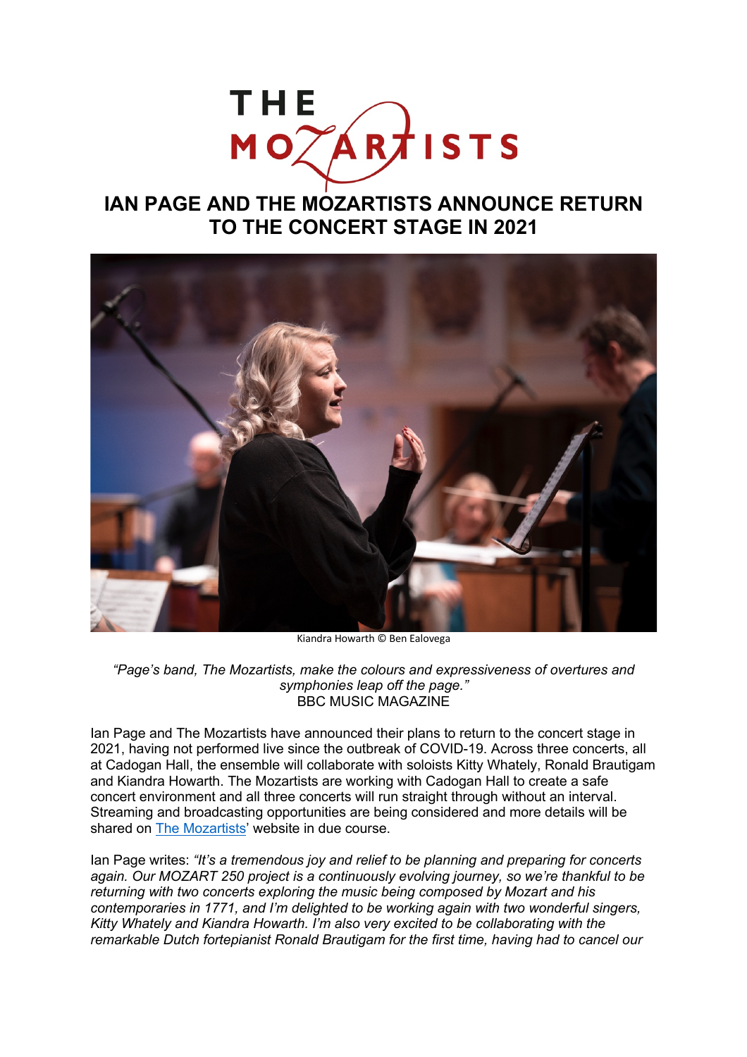THE MOZARTISTS

# IAN PAGE AND THE MOZARTISTS ANNOUNCE RETURN TO THE CONCERT STAGE IN 2021

Kiandra Howarth © Ben Ealovega

*"Page's band, The Mozartists, make the colours and expressiveness of overtures and symphonies leap off the page."*
BBC MUSIC MAGAZINE

Ian Page and The Mozartists have announced their plans to return to the concert stage in 2021, having not performed live since the outbreak of COVID-19. Across three concerts, all at Cadogan Hall, the ensemble will collaborate with soloists Kitty Whately, Ronald Brautigam and Kiandra Howarth. The Mozartists are working with Cadogan Hall to create a safe concert environment and all three concerts will run straight through without an interval. Streaming and broadcasting opportunities are being considered and more details will be shared on The Mozartists' website in due course.

Ian Page writes: *"It's a tremendous joy and relief to be planning and preparing for concerts again. Our MOZART 250 project is a continuously evolving journey, so we're thankful to be returning with two concerts exploring the music being composed by Mozart and his contemporaries in 1771, and I'm delighted to be working again with two wonderful singers, Kitty Whately and Kiandra Howarth. I'm also very excited to be collaborating with the remarkable Dutch fortepianist Ronald Brautigam for the first time, having had to cancel our*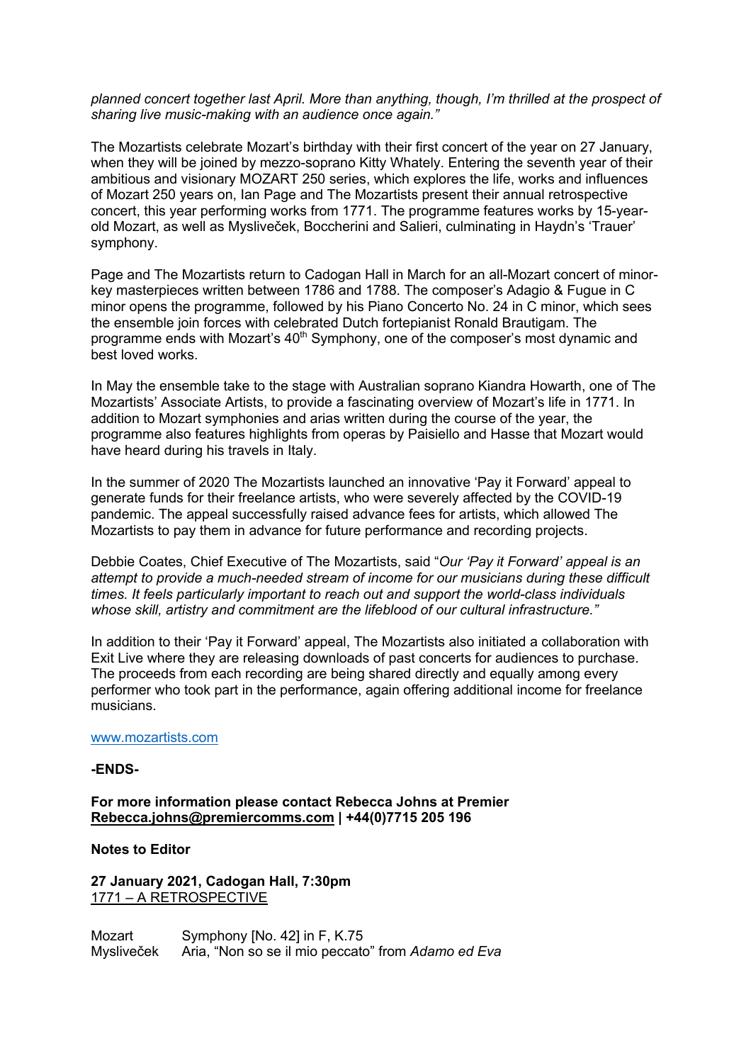*planned concert together last April. More than anything, though, I'm thrilled at the prospect of sharing live music-making with an audience once again."*

The Mozartists celebrate Mozart's birthday with their first concert of the year on 27 January, when they will be joined by mezzo-soprano Kitty Whately. Entering the seventh year of their ambitious and visionary MOZART 250 series, which explores the life, works and influences of Mozart 250 years on, Ian Page and The Mozartists present their annual retrospective concert, this year performing works from 1771. The programme features works by 15-year-old Mozart, as well as Mysliveček, Boccherini and Salieri, culminating in Haydn's 'Trauer' symphony.

Page and The Mozartists return to Cadogan Hall in March for an all-Mozart concert of minor-key masterpieces written between 1786 and 1788. The composer's Adagio & Fugue in C minor opens the programme, followed by his Piano Concerto No. 24 in C minor, which sees the ensemble join forces with celebrated Dutch fortepianist Ronald Brautigam. The programme ends with Mozart's 40th Symphony, one of the composer's most dynamic and best loved works.

In May the ensemble take to the stage with Australian soprano Kiandra Howarth, one of The Mozartists' Associate Artists, to provide a fascinating overview of Mozart's life in 1771. In addition to Mozart symphonies and arias written during the course of the year, the programme also features highlights from operas by Paisiello and Hasse that Mozart would have heard during his travels in Italy.

In the summer of 2020 The Mozartists launched an innovative 'Pay it Forward' appeal to generate funds for their freelance artists, who were severely affected by the COVID-19 pandemic. The appeal successfully raised advance fees for artists, which allowed The Mozartists to pay them in advance for future performance and recording projects.

Debbie Coates, Chief Executive of The Mozartists, said "*Our 'Pay it Forward' appeal is an attempt to provide a much-needed stream of income for our musicians during these difficult times. It feels particularly important to reach out and support the world-class individuals whose skill, artistry and commitment are the lifeblood of our cultural infrastructure."*

In addition to their 'Pay it Forward' appeal, The Mozartists also initiated a collaboration with Exit Live where they are releasing downloads of past concerts for audiences to purchase. The proceeds from each recording are being shared directly and equally among every performer who took part in the performance, again offering additional income for freelance musicians.

www.mozartists.com

**-ENDS-**

**For more information please contact Rebecca Johns at Premier**
**Rebecca.johns@premiercomms.com | +44(0)7715 205 196**

**Notes to Editor**

**27 January 2021, Cadogan Hall, 7:30pm**
1771 – A RETROSPECTIVE

| | |
|---|---|
| Mozart | Symphony [No. 42] in F, K.75 |
| Mysliveček | Aria, "Non so se il mio peccato" from *Adamo ed Eva* |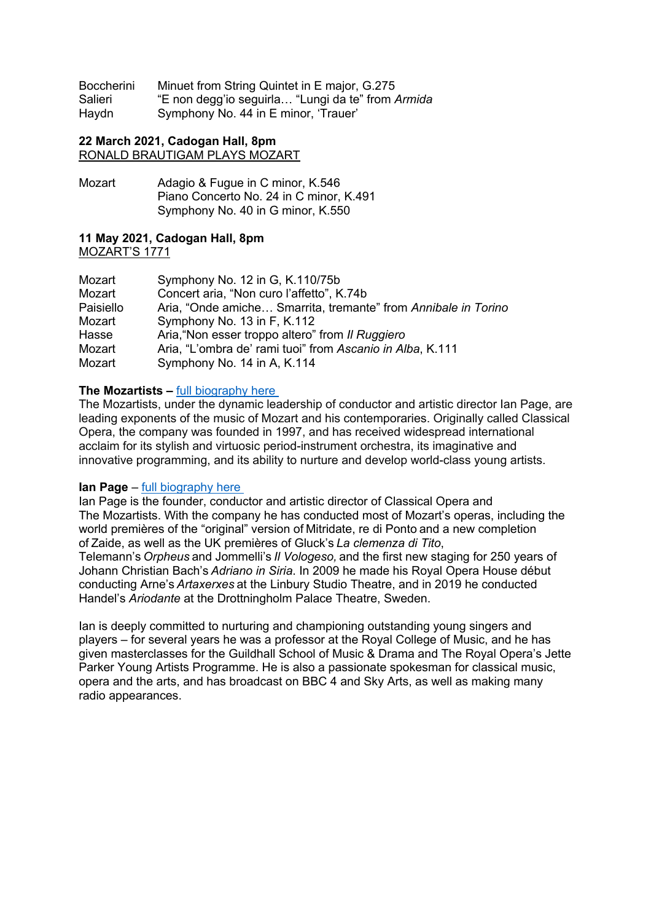| | |
|---|---|
| Boccherini | Minuet from String Quintet in E major, G.275 |
| Salieri | "E non degg'io seguirla… "Lungi da te" from *Armida* |
| Haydn | Symphony No. 44 in E minor, 'Trauer' |

**22 March 2021, Cadogan Hall, 8pm**
RONALD BRAUTIGAM PLAYS MOZART

| | |
|---|---|
| Mozart | Adagio & Fugue in C minor, K.546 |
| | Piano Concerto No. 24 in C minor, K.491 |
| | Symphony No. 40 in G minor, K.550 |

**11 May 2021, Cadogan Hall, 8pm**
MOZART'S 1771

| | |
|---|---|
| Mozart | Symphony No. 12 in G, K.110/75b |
| Mozart | Concert aria, "Non curo l'affetto", K.74b |
| Paisiello | Aria, "Onde amiche… Smarrita, tremante" from *Annibale in Torino* |
| Mozart | Symphony No. 13 in F, K.112 |
| Hasse | Aria,"Non esser troppo altero" from *Il Ruggiero* |
| Mozart | Aria, "L'ombra de' rami tuoi" from *Ascanio in Alba*, K.111 |
| Mozart | Symphony No. 14 in A, K.114 |

**The Mozartists –** full biography here

The Mozartists, under the dynamic leadership of conductor and artistic director Ian Page, are leading exponents of the music of Mozart and his contemporaries. Originally called Classical Opera, the company was founded in 1997, and has received widespread international acclaim for its stylish and virtuosic period-instrument orchestra, its imaginative and innovative programming, and its ability to nurture and develop world-class young artists.

**Ian Page** – full biography here

Ian Page is the founder, conductor and artistic director of Classical Opera and The Mozartists. With the company he has conducted most of Mozart's operas, including the world premières of the "original" version of Mitridate, re di Ponto and a new completion of Zaide, as well as the UK premières of Gluck's *La clemenza di Tito*, Telemann's *Orpheus* and Jommelli's *Il Vologeso,* and the first new staging for 250 years of Johann Christian Bach's *Adriano in Siria*. In 2009 he made his Royal Opera House début conducting Arne's *Artaxerxes* at the Linbury Studio Theatre, and in 2019 he conducted Handel's *Ariodante* at the Drottningholm Palace Theatre, Sweden.

Ian is deeply committed to nurturing and championing outstanding young singers and players – for several years he was a professor at the Royal College of Music, and he has given masterclasses for the Guildhall School of Music & Drama and The Royal Opera's Jette Parker Young Artists Programme. He is also a passionate spokesman for classical music, opera and the arts, and has broadcast on BBC 4 and Sky Arts, as well as making many radio appearances.